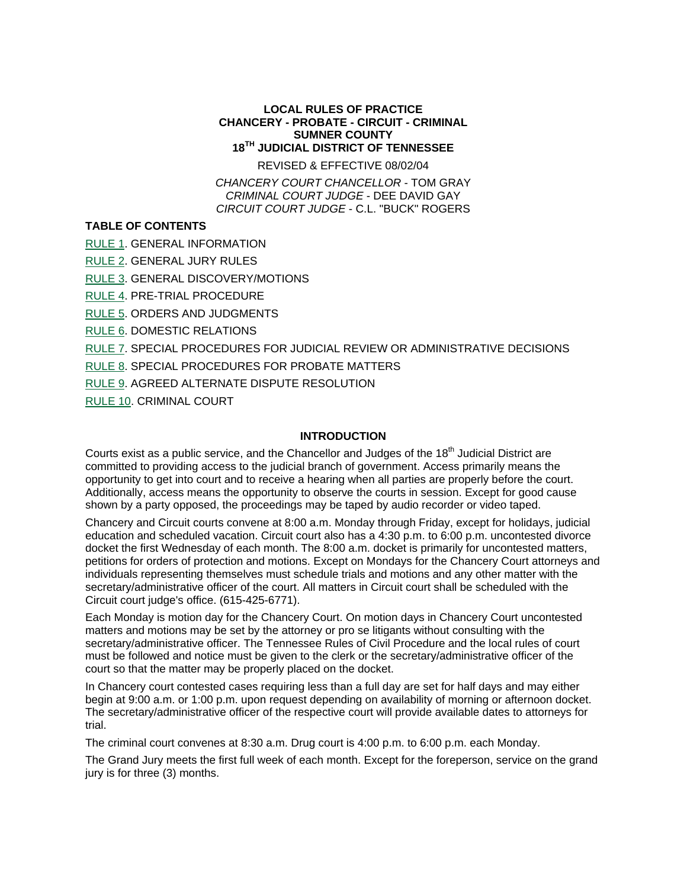**LOCAL RULES OF PRACTICE**
**CHANCERY - PROBATE - CIRCUIT - CRIMINAL**
**SUMNER COUNTY**
**18TH JUDICIAL DISTRICT OF TENNESSEE**

REVISED & EFFECTIVE 08/02/04

*CHANCERY COURT CHANCELLOR* - TOM GRAY
*CRIMINAL COURT JUDGE* - DEE DAVID GAY
*CIRCUIT COURT JUDGE* - C.L. "BUCK" ROGERS

**TABLE OF CONTENTS**

RULE 1. GENERAL INFORMATION

RULE 2. GENERAL JURY RULES

RULE 3. GENERAL DISCOVERY/MOTIONS

RULE 4. PRE-TRIAL PROCEDURE

RULE 5. ORDERS AND JUDGMENTS

RULE 6. DOMESTIC RELATIONS

RULE 7. SPECIAL PROCEDURES FOR JUDICIAL REVIEW OR ADMINISTRATIVE DECISIONS

RULE 8. SPECIAL PROCEDURES FOR PROBATE MATTERS

RULE 9. AGREED ALTERNATE DISPUTE RESOLUTION

RULE 10. CRIMINAL COURT

## INTRODUCTION

Courts exist as a public service, and the Chancellor and Judges of the 18th Judicial District are committed to providing access to the judicial branch of government. Access primarily means the opportunity to get into court and to receive a hearing when all parties are properly before the court. Additionally, access means the opportunity to observe the courts in session. Except for good cause shown by a party opposed, the proceedings may be taped by audio recorder or video taped.

Chancery and Circuit courts convene at 8:00 a.m. Monday through Friday, except for holidays, judicial education and scheduled vacation. Circuit court also has a 4:30 p.m. to 6:00 p.m. uncontested divorce docket the first Wednesday of each month. The 8:00 a.m. docket is primarily for uncontested matters, petitions for orders of protection and motions. Except on Mondays for the Chancery Court attorneys and individuals representing themselves must schedule trials and motions and any other matter with the secretary/administrative officer of the court. All matters in Circuit court shall be scheduled with the Circuit court judge's office. (615-425-6771).

Each Monday is motion day for the Chancery Court. On motion days in Chancery Court uncontested matters and motions may be set by the attorney or pro se litigants without consulting with the secretary/administrative officer. The Tennessee Rules of Civil Procedure and the local rules of court must be followed and notice must be given to the clerk or the secretary/administrative officer of the court so that the matter may be properly placed on the docket.

In Chancery court contested cases requiring less than a full day are set for half days and may either begin at 9:00 a.m. or 1:00 p.m. upon request depending on availability of morning or afternoon docket. The secretary/administrative officer of the respective court will provide available dates to attorneys for trial.

The criminal court convenes at 8:30 a.m. Drug court is 4:00 p.m. to 6:00 p.m. each Monday.

The Grand Jury meets the first full week of each month. Except for the foreperson, service on the grand jury is for three (3) months.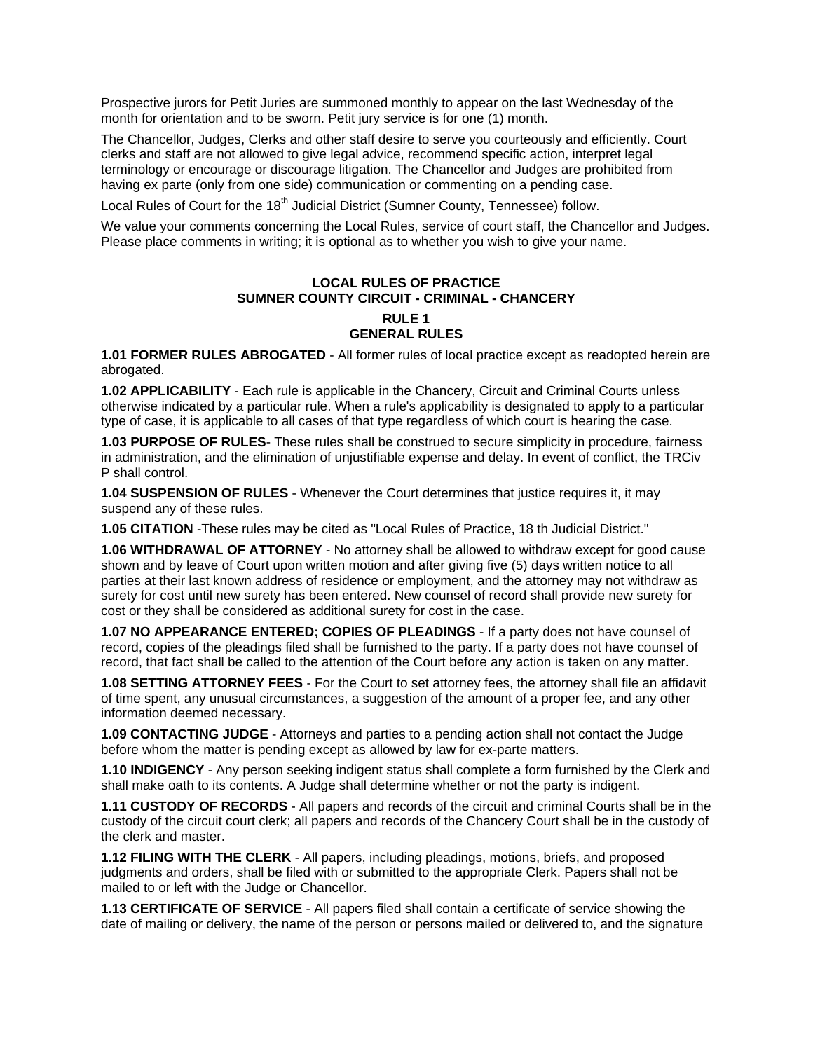Prospective jurors for Petit Juries are summoned monthly to appear on the last Wednesday of the month for orientation and to be sworn. Petit jury service is for one (1) month.

The Chancellor, Judges, Clerks and other staff desire to serve you courteously and efficiently. Court clerks and staff are not allowed to give legal advice, recommend specific action, interpret legal terminology or encourage or discourage litigation. The Chancellor and Judges are prohibited from having ex parte (only from one side) communication or commenting on a pending case.

Local Rules of Court for the 18th Judicial District (Sumner County, Tennessee) follow.

We value your comments concerning the Local Rules, service of court staff, the Chancellor and Judges. Please place comments in writing; it is optional as to whether you wish to give your name.

## LOCAL RULES OF PRACTICE
## SUMNER COUNTY CIRCUIT - CRIMINAL - CHANCERY

### RULE 1
### GENERAL RULES

**1.01 FORMER RULES ABROGATED** - All former rules of local practice except as readopted herein are abrogated.

**1.02 APPLICABILITY** - Each rule is applicable in the Chancery, Circuit and Criminal Courts unless otherwise indicated by a particular rule. When a rule's applicability is designated to apply to a particular type of case, it is applicable to all cases of that type regardless of which court is hearing the case.

**1.03 PURPOSE OF RULES**- These rules shall be construed to secure simplicity in procedure, fairness in administration, and the elimination of unjustifiable expense and delay. In event of conflict, the TRCiv P shall control.

**1.04 SUSPENSION OF RULES** - Whenever the Court determines that justice requires it, it may suspend any of these rules.

**1.05 CITATION** -These rules may be cited as "Local Rules of Practice, 18 th Judicial District."

**1.06 WITHDRAWAL OF ATTORNEY** - No attorney shall be allowed to withdraw except for good cause shown and by leave of Court upon written motion and after giving five (5) days written notice to all parties at their last known address of residence or employment, and the attorney may not withdraw as surety for cost until new surety has been entered. New counsel of record shall provide new surety for cost or they shall be considered as additional surety for cost in the case.

**1.07 NO APPEARANCE ENTERED; COPIES OF PLEADINGS** - If a party does not have counsel of record, copies of the pleadings filed shall be furnished to the party. If a party does not have counsel of record, that fact shall be called to the attention of the Court before any action is taken on any matter.

**1.08 SETTING ATTORNEY FEES** - For the Court to set attorney fees, the attorney shall file an affidavit of time spent, any unusual circumstances, a suggestion of the amount of a proper fee, and any other information deemed necessary.

**1.09 CONTACTING JUDGE** - Attorneys and parties to a pending action shall not contact the Judge before whom the matter is pending except as allowed by law for ex-parte matters.

**1.10 INDIGENCY** - Any person seeking indigent status shall complete a form furnished by the Clerk and shall make oath to its contents. A Judge shall determine whether or not the party is indigent.

**1.11 CUSTODY OF RECORDS** - All papers and records of the circuit and criminal Courts shall be in the custody of the circuit court clerk; all papers and records of the Chancery Court shall be in the custody of the clerk and master.

**1.12 FILING WITH THE CLERK** - All papers, including pleadings, motions, briefs, and proposed judgments and orders, shall be filed with or submitted to the appropriate Clerk. Papers shall not be mailed to or left with the Judge or Chancellor.

**1.13 CERTIFICATE OF SERVICE** - All papers filed shall contain a certificate of service showing the date of mailing or delivery, the name of the person or persons mailed or delivered to, and the signature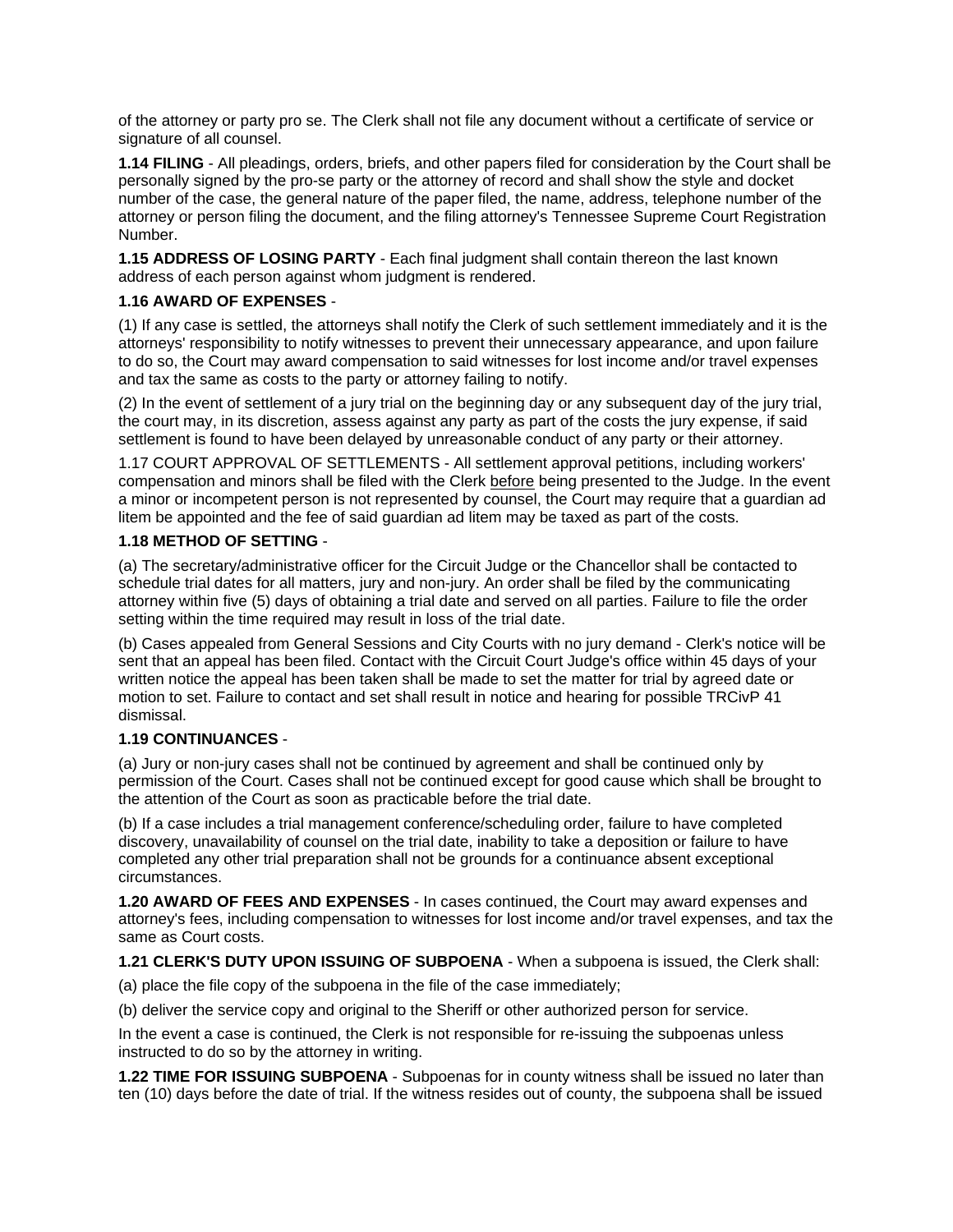of the attorney or party pro se. The Clerk shall not file any document without a certificate of service or signature of all counsel.

**1.14 FILING** - All pleadings, orders, briefs, and other papers filed for consideration by the Court shall be personally signed by the pro-se party or the attorney of record and shall show the style and docket number of the case, the general nature of the paper filed, the name, address, telephone number of the attorney or person filing the document, and the filing attorney's Tennessee Supreme Court Registration Number.

**1.15 ADDRESS OF LOSING PARTY** - Each final judgment shall contain thereon the last known address of each person against whom judgment is rendered.

**1.16 AWARD OF EXPENSES** -

(1) If any case is settled, the attorneys shall notify the Clerk of such settlement immediately and it is the attorneys' responsibility to notify witnesses to prevent their unnecessary appearance, and upon failure to do so, the Court may award compensation to said witnesses for lost income and/or travel expenses and tax the same as costs to the party or attorney failing to notify.

(2) In the event of settlement of a jury trial on the beginning day or any subsequent day of the jury trial, the court may, in its discretion, assess against any party as part of the costs the jury expense, if said settlement is found to have been delayed by unreasonable conduct of any party or their attorney.

1.17 COURT APPROVAL OF SETTLEMENTS - All settlement approval petitions, including workers' compensation and minors shall be filed with the Clerk before being presented to the Judge. In the event a minor or incompetent person is not represented by counsel, the Court may require that a guardian ad litem be appointed and the fee of said guardian ad litem may be taxed as part of the costs.

**1.18 METHOD OF SETTING** -

(a) The secretary/administrative officer for the Circuit Judge or the Chancellor shall be contacted to schedule trial dates for all matters, jury and non-jury. An order shall be filed by the communicating attorney within five (5) days of obtaining a trial date and served on all parties. Failure to file the order setting within the time required may result in loss of the trial date.

(b) Cases appealed from General Sessions and City Courts with no jury demand - Clerk's notice will be sent that an appeal has been filed. Contact with the Circuit Court Judge's office within 45 days of your written notice the appeal has been taken shall be made to set the matter for trial by agreed date or motion to set. Failure to contact and set shall result in notice and hearing for possible TRCivP 41 dismissal.

**1.19 CONTINUANCES** -

(a) Jury or non-jury cases shall not be continued by agreement and shall be continued only by permission of the Court. Cases shall not be continued except for good cause which shall be brought to the attention of the Court as soon as practicable before the trial date.

(b) If a case includes a trial management conference/scheduling order, failure to have completed discovery, unavailability of counsel on the trial date, inability to take a deposition or failure to have completed any other trial preparation shall not be grounds for a continuance absent exceptional circumstances.

**1.20 AWARD OF FEES AND EXPENSES** - In cases continued, the Court may award expenses and attorney's fees, including compensation to witnesses for lost income and/or travel expenses, and tax the same as Court costs.

**1.21 CLERK'S DUTY UPON ISSUING OF SUBPOENA** - When a subpoena is issued, the Clerk shall:

(a) place the file copy of the subpoena in the file of the case immediately;

(b) deliver the service copy and original to the Sheriff or other authorized person for service.

In the event a case is continued, the Clerk is not responsible for re-issuing the subpoenas unless instructed to do so by the attorney in writing.

**1.22 TIME FOR ISSUING SUBPOENA** - Subpoenas for in county witness shall be issued no later than ten (10) days before the date of trial. If the witness resides out of county, the subpoena shall be issued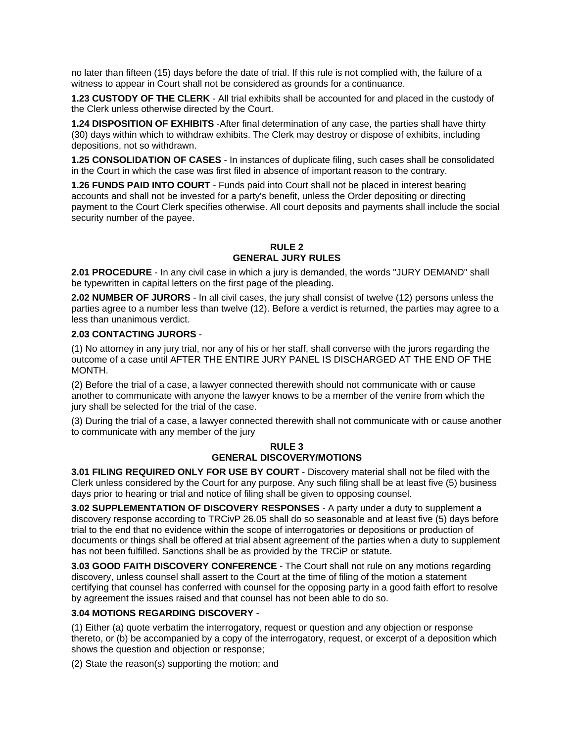no later than fifteen (15) days before the date of trial. If this rule is not complied with, the failure of a witness to appear in Court shall not be considered as grounds for a continuance.

**1.23 CUSTODY OF THE CLERK** - All trial exhibits shall be accounted for and placed in the custody of the Clerk unless otherwise directed by the Court.

**1.24 DISPOSITION OF EXHIBITS** -After final determination of any case, the parties shall have thirty (30) days within which to withdraw exhibits. The Clerk may destroy or dispose of exhibits, including depositions, not so withdrawn.

**1.25 CONSOLIDATION OF CASES** - In instances of duplicate filing, such cases shall be consolidated in the Court in which the case was first filed in absence of important reason to the contrary.

**1.26 FUNDS PAID INTO COURT** - Funds paid into Court shall not be placed in interest bearing accounts and shall not be invested for a party's benefit, unless the Order depositing or directing payment to the Court Clerk specifies otherwise. All court deposits and payments shall include the social security number of the payee.

## RULE 2
## GENERAL JURY RULES

**2.01 PROCEDURE** - In any civil case in which a jury is demanded, the words "JURY DEMAND" shall be typewritten in capital letters on the first page of the pleading.

**2.02 NUMBER OF JURORS** - In all civil cases, the jury shall consist of twelve (12) persons unless the parties agree to a number less than twelve (12). Before a verdict is returned, the parties may agree to a less than unanimous verdict.

**2.03 CONTACTING JURORS** -

(1) No attorney in any jury trial, nor any of his or her staff, shall converse with the jurors regarding the outcome of a case until AFTER THE ENTIRE JURY PANEL IS DISCHARGED AT THE END OF THE MONTH.

(2) Before the trial of a case, a lawyer connected therewith should not communicate with or cause another to communicate with anyone the lawyer knows to be a member of the venire from which the jury shall be selected for the trial of the case.

(3) During the trial of a case, a lawyer connected therewith shall not communicate with or cause another to communicate with any member of the jury

## RULE 3
## GENERAL DISCOVERY/MOTIONS

**3.01 FILING REQUIRED ONLY FOR USE BY COURT** - Discovery material shall not be filed with the Clerk unless considered by the Court for any purpose. Any such filing shall be at least five (5) business days prior to hearing or trial and notice of filing shall be given to opposing counsel.

**3.02 SUPPLEMENTATION OF DISCOVERY RESPONSES** - A party under a duty to supplement a discovery response according to TRCivP 26.05 shall do so seasonable and at least five (5) days before trial to the end that no evidence within the scope of interrogatories or depositions or production of documents or things shall be offered at trial absent agreement of the parties when a duty to supplement has not been fulfilled. Sanctions shall be as provided by the TRCiP or statute.

**3.03 GOOD FAITH DISCOVERY CONFERENCE** - The Court shall not rule on any motions regarding discovery, unless counsel shall assert to the Court at the time of filing of the motion a statement certifying that counsel has conferred with counsel for the opposing party in a good faith effort to resolve by agreement the issues raised and that counsel has not been able to do so.

**3.04 MOTIONS REGARDING DISCOVERY** -

(1) Either (a) quote verbatim the interrogatory, request or question and any objection or response thereto, or (b) be accompanied by a copy of the interrogatory, request, or excerpt of a deposition which shows the question and objection or response;

(2) State the reason(s) supporting the motion; and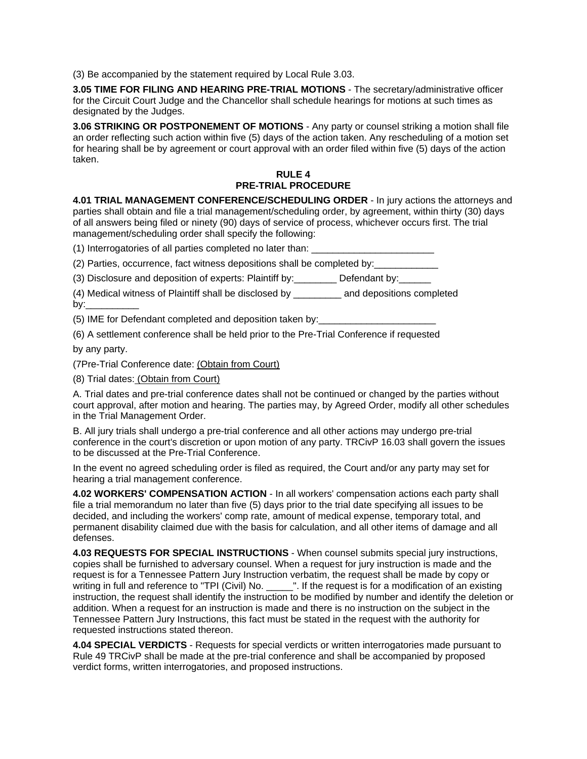(3) Be accompanied by the statement required by Local Rule 3.03.

**3.05 TIME FOR FILING AND HEARING PRE-TRIAL MOTIONS** - The secretary/administrative officer for the Circuit Court Judge and the Chancellor shall schedule hearings for motions at such times as designated by the Judges.

**3.06 STRIKING OR POSTPONEMENT OF MOTIONS** - Any party or counsel striking a motion shall file an order reflecting such action within five (5) days of the action taken. Any rescheduling of a motion set for hearing shall be by agreement or court approval with an order filed within five (5) days of the action taken.

## RULE 4
## PRE-TRIAL PROCEDURE

**4.01 TRIAL MANAGEMENT CONFERENCE/SCHEDULING ORDER** - In jury actions the attorneys and parties shall obtain and file a trial management/scheduling order, by agreement, within thirty (30) days of all answers being filed or ninety (90) days of service of process, whichever occurs first. The trial management/scheduling order shall specify the following:

(1) Interrogatories of all parties completed no later than: _______________________

(2) Parties, occurrence, fact witness depositions shall be completed by:____________

(3) Disclosure and deposition of experts: Plaintiff by:________ Defendant by:______

(4) Medical witness of Plaintiff shall be disclosed by _________ and depositions completed by:__________

(5) IME for Defendant completed and deposition taken by:______________________

(6) A settlement conference shall be held prior to the Pre-Trial Conference if requested

by any party.

(7Pre-Trial Conference date: <u>(Obtain from Court)</u>

(8) Trial dates: <u>(Obtain from Court)</u>

A. Trial dates and pre-trial conference dates shall not be continued or changed by the parties without court approval, after motion and hearing. The parties may, by Agreed Order, modify all other schedules in the Trial Management Order.

B. All jury trials shall undergo a pre-trial conference and all other actions may undergo pre-trial conference in the court's discretion or upon motion of any party. TRCivP 16.03 shall govern the issues to be discussed at the Pre-Trial Conference.

In the event no agreed scheduling order is filed as required, the Court and/or any party may set for hearing a trial management conference.

**4.02 WORKERS' COMPENSATION ACTION** - In all workers' compensation actions each party shall file a trial memorandum no later than five (5) days prior to the trial date specifying all issues to be decided, and including the workers' comp rate, amount of medical expense, temporary total, and permanent disability claimed due with the basis for calculation, and all other items of damage and all defenses.

**4.03 REQUESTS FOR SPECIAL INSTRUCTIONS** - When counsel submits special jury instructions, copies shall be furnished to adversary counsel. When a request for jury instruction is made and the request is for a Tennessee Pattern Jury Instruction verbatim, the request shall be made by copy or writing in full and reference to "TPI (Civil) No. _____". If the request is for a modification of an existing instruction, the request shall identify the instruction to be modified by number and identify the deletion or addition. When a request for an instruction is made and there is no instruction on the subject in the Tennessee Pattern Jury Instructions, this fact must be stated in the request with the authority for requested instructions stated thereon.

**4.04 SPECIAL VERDICTS** - Requests for special verdicts or written interrogatories made pursuant to Rule 49 TRCivP shall be made at the pre-trial conference and shall be accompanied by proposed verdict forms, written interrogatories, and proposed instructions.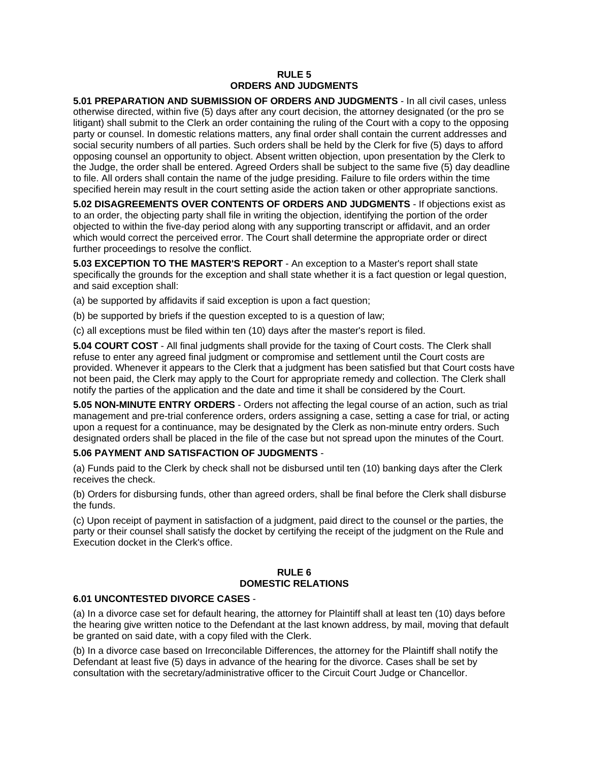## RULE 5
## ORDERS AND JUDGMENTS

**5.01 PREPARATION AND SUBMISSION OF ORDERS AND JUDGMENTS** - In all civil cases, unless otherwise directed, within five (5) days after any court decision, the attorney designated (or the pro se litigant) shall submit to the Clerk an order containing the ruling of the Court with a copy to the opposing party or counsel. In domestic relations matters, any final order shall contain the current addresses and social security numbers of all parties. Such orders shall be held by the Clerk for five (5) days to afford opposing counsel an opportunity to object. Absent written objection, upon presentation by the Clerk to the Judge, the order shall be entered. Agreed Orders shall be subject to the same five (5) day deadline to file. All orders shall contain the name of the judge presiding. Failure to file orders within the time specified herein may result in the court setting aside the action taken or other appropriate sanctions.

**5.02 DISAGREEMENTS OVER CONTENTS OF ORDERS AND JUDGMENTS** - If objections exist as to an order, the objecting party shall file in writing the objection, identifying the portion of the order objected to within the five-day period along with any supporting transcript or affidavit, and an order which would correct the perceived error. The Court shall determine the appropriate order or direct further proceedings to resolve the conflict.

**5.03 EXCEPTION TO THE MASTER'S REPORT** - An exception to a Master's report shall state specifically the grounds for the exception and shall state whether it is a fact question or legal question, and said exception shall:

(a) be supported by affidavits if said exception is upon a fact question;

(b) be supported by briefs if the question excepted to is a question of law;

(c) all exceptions must be filed within ten (10) days after the master's report is filed.

**5.04 COURT COST** - All final judgments shall provide for the taxing of Court costs. The Clerk shall refuse to enter any agreed final judgment or compromise and settlement until the Court costs are provided. Whenever it appears to the Clerk that a judgment has been satisfied but that Court costs have not been paid, the Clerk may apply to the Court for appropriate remedy and collection. The Clerk shall notify the parties of the application and the date and time it shall be considered by the Court.

**5.05 NON-MINUTE ENTRY ORDERS** - Orders not affecting the legal course of an action, such as trial management and pre-trial conference orders, orders assigning a case, setting a case for trial, or acting upon a request for a continuance, may be designated by the Clerk as non-minute entry orders. Such designated orders shall be placed in the file of the case but not spread upon the minutes of the Court.

**5.06 PAYMENT AND SATISFACTION OF JUDGMENTS** -

(a) Funds paid to the Clerk by check shall not be disbursed until ten (10) banking days after the Clerk receives the check.

(b) Orders for disbursing funds, other than agreed orders, shall be final before the Clerk shall disburse the funds.

(c) Upon receipt of payment in satisfaction of a judgment, paid direct to the counsel or the parties, the party or their counsel shall satisfy the docket by certifying the receipt of the judgment on the Rule and Execution docket in the Clerk's office.

## RULE 6
## DOMESTIC RELATIONS

**6.01 UNCONTESTED DIVORCE CASES** -

(a) In a divorce case set for default hearing, the attorney for Plaintiff shall at least ten (10) days before the hearing give written notice to the Defendant at the last known address, by mail, moving that default be granted on said date, with a copy filed with the Clerk.

(b) In a divorce case based on Irreconcilable Differences, the attorney for the Plaintiff shall notify the Defendant at least five (5) days in advance of the hearing for the divorce. Cases shall be set by consultation with the secretary/administrative officer to the Circuit Court Judge or Chancellor.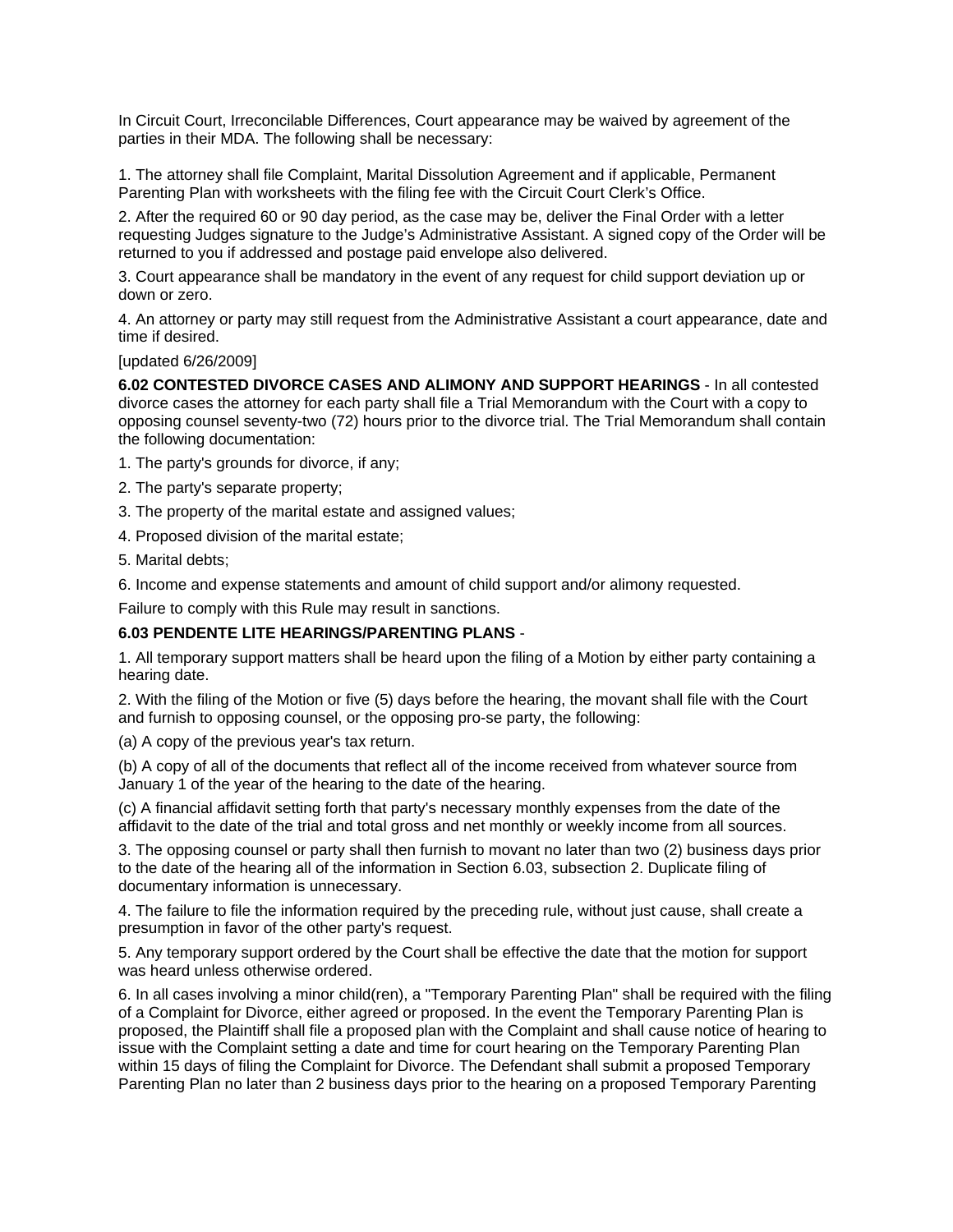In Circuit Court, Irreconcilable Differences, Court appearance may be waived by agreement of the parties in their MDA. The following shall be necessary:

1. The attorney shall file Complaint, Marital Dissolution Agreement and if applicable, Permanent Parenting Plan with worksheets with the filing fee with the Circuit Court Clerk's Office.

2. After the required 60 or 90 day period, as the case may be, deliver the Final Order with a letter requesting Judges signature to the Judge's Administrative Assistant. A signed copy of the Order will be returned to you if addressed and postage paid envelope also delivered.

3. Court appearance shall be mandatory in the event of any request for child support deviation up or down or zero.

4. An attorney or party may still request from the Administrative Assistant a court appearance, date and time if desired.

[updated 6/26/2009]

**6.02 CONTESTED DIVORCE CASES AND ALIMONY AND SUPPORT HEARINGS** - In all contested divorce cases the attorney for each party shall file a Trial Memorandum with the Court with a copy to opposing counsel seventy-two (72) hours prior to the divorce trial. The Trial Memorandum shall contain the following documentation:

1. The party's grounds for divorce, if any;

2. The party's separate property;

3. The property of the marital estate and assigned values;

4. Proposed division of the marital estate;

5. Marital debts;

6. Income and expense statements and amount of child support and/or alimony requested.

Failure to comply with this Rule may result in sanctions.

**6.03 PENDENTE LITE HEARINGS/PARENTING PLANS** -

1. All temporary support matters shall be heard upon the filing of a Motion by either party containing a hearing date.

2. With the filing of the Motion or five (5) days before the hearing, the movant shall file with the Court and furnish to opposing counsel, or the opposing pro-se party, the following:

(a) A copy of the previous year's tax return.

(b) A copy of all of the documents that reflect all of the income received from whatever source from January 1 of the year of the hearing to the date of the hearing.

(c) A financial affidavit setting forth that party's necessary monthly expenses from the date of the affidavit to the date of the trial and total gross and net monthly or weekly income from all sources.

3. The opposing counsel or party shall then furnish to movant no later than two (2) business days prior to the date of the hearing all of the information in Section 6.03, subsection 2. Duplicate filing of documentary information is unnecessary.

4. The failure to file the information required by the preceding rule, without just cause, shall create a presumption in favor of the other party's request.

5. Any temporary support ordered by the Court shall be effective the date that the motion for support was heard unless otherwise ordered.

6. In all cases involving a minor child(ren), a "Temporary Parenting Plan" shall be required with the filing of a Complaint for Divorce, either agreed or proposed. In the event the Temporary Parenting Plan is proposed, the Plaintiff shall file a proposed plan with the Complaint and shall cause notice of hearing to issue with the Complaint setting a date and time for court hearing on the Temporary Parenting Plan within 15 days of filing the Complaint for Divorce. The Defendant shall submit a proposed Temporary Parenting Plan no later than 2 business days prior to the hearing on a proposed Temporary Parenting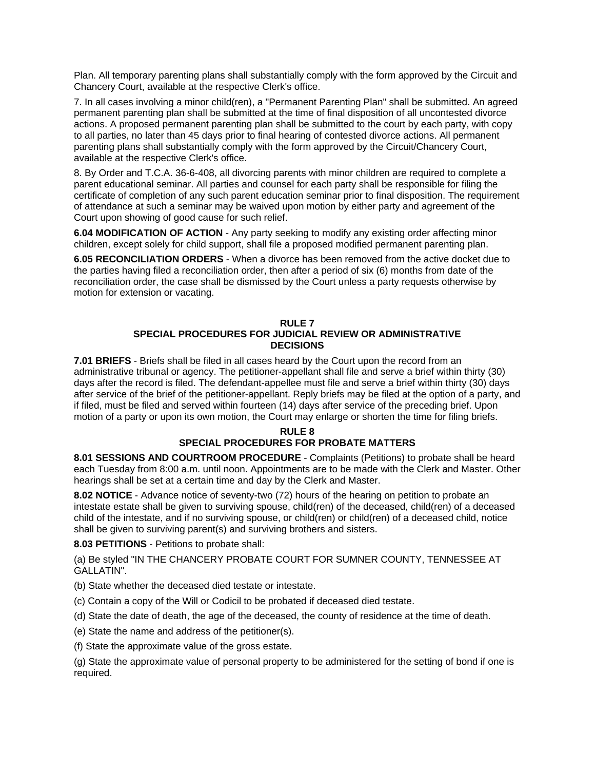Plan. All temporary parenting plans shall substantially comply with the form approved by the Circuit and Chancery Court, available at the respective Clerk's office.

7. In all cases involving a minor child(ren), a "Permanent Parenting Plan" shall be submitted. An agreed permanent parenting plan shall be submitted at the time of final disposition of all uncontested divorce actions. A proposed permanent parenting plan shall be submitted to the court by each party, with copy to all parties, no later than 45 days prior to final hearing of contested divorce actions. All permanent parenting plans shall substantially comply with the form approved by the Circuit/Chancery Court, available at the respective Clerk's office.

8. By Order and T.C.A. 36-6-408, all divorcing parents with minor children are required to complete a parent educational seminar. All parties and counsel for each party shall be responsible for filing the certificate of completion of any such parent education seminar prior to final disposition. The requirement of attendance at such a seminar may be waived upon motion by either party and agreement of the Court upon showing of good cause for such relief.

**6.04 MODIFICATION OF ACTION** - Any party seeking to modify any existing order affecting minor children, except solely for child support, shall file a proposed modified permanent parenting plan.

**6.05 RECONCILIATION ORDERS** - When a divorce has been removed from the active docket due to the parties having filed a reconciliation order, then after a period of six (6) months from date of the reconciliation order, the case shall be dismissed by the Court unless a party requests otherwise by motion for extension or vacating.

## RULE 7
## SPECIAL PROCEDURES FOR JUDICIAL REVIEW OR ADMINISTRATIVE DECISIONS

**7.01 BRIEFS** - Briefs shall be filed in all cases heard by the Court upon the record from an administrative tribunal or agency. The petitioner-appellant shall file and serve a brief within thirty (30) days after the record is filed. The defendant-appellee must file and serve a brief within thirty (30) days after service of the brief of the petitioner-appellant. Reply briefs may be filed at the option of a party, and if filed, must be filed and served within fourteen (14) days after service of the preceding brief. Upon motion of a party or upon its own motion, the Court may enlarge or shorten the time for filing briefs.

## RULE 8
## SPECIAL PROCEDURES FOR PROBATE MATTERS

**8.01 SESSIONS AND COURTROOM PROCEDURE** - Complaints (Petitions) to probate shall be heard each Tuesday from 8:00 a.m. until noon. Appointments are to be made with the Clerk and Master. Other hearings shall be set at a certain time and day by the Clerk and Master.

**8.02 NOTICE** - Advance notice of seventy-two (72) hours of the hearing on petition to probate an intestate estate shall be given to surviving spouse, child(ren) of the deceased, child(ren) of a deceased child of the intestate, and if no surviving spouse, or child(ren) or child(ren) of a deceased child, notice shall be given to surviving parent(s) and surviving brothers and sisters.

**8.03 PETITIONS** - Petitions to probate shall:

(a) Be styled "IN THE CHANCERY PROBATE COURT FOR SUMNER COUNTY, TENNESSEE AT GALLATIN".

(b) State whether the deceased died testate or intestate.

(c) Contain a copy of the Will or Codicil to be probated if deceased died testate.

(d) State the date of death, the age of the deceased, the county of residence at the time of death.

(e) State the name and address of the petitioner(s).

(f) State the approximate value of the gross estate.

(g) State the approximate value of personal property to be administered for the setting of bond if one is required.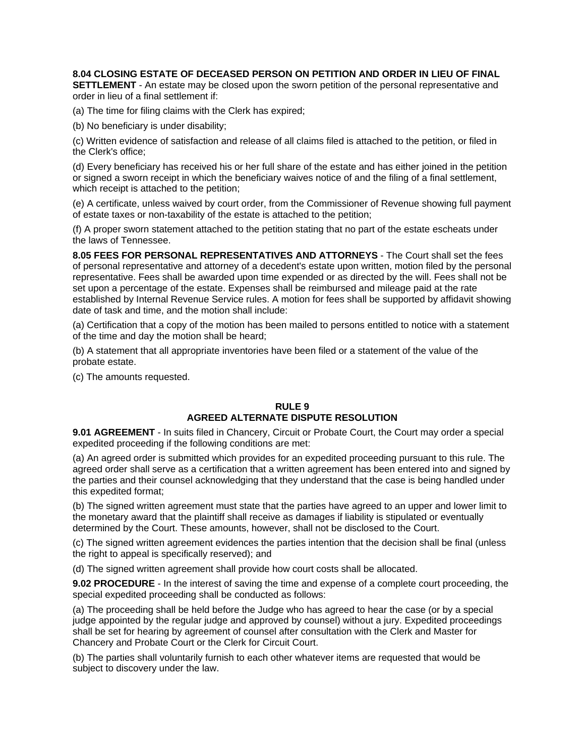**8.04 CLOSING ESTATE OF DECEASED PERSON ON PETITION AND ORDER IN LIEU OF FINAL SETTLEMENT** - An estate may be closed upon the sworn petition of the personal representative and order in lieu of a final settlement if:

(a) The time for filing claims with the Clerk has expired;

(b) No beneficiary is under disability;

(c) Written evidence of satisfaction and release of all claims filed is attached to the petition, or filed in the Clerk's office;

(d) Every beneficiary has received his or her full share of the estate and has either joined in the petition or signed a sworn receipt in which the beneficiary waives notice of and the filing of a final settlement, which receipt is attached to the petition;

(e) A certificate, unless waived by court order, from the Commissioner of Revenue showing full payment of estate taxes or non-taxability of the estate is attached to the petition;

(f) A proper sworn statement attached to the petition stating that no part of the estate escheats under the laws of Tennessee.

**8.05 FEES FOR PERSONAL REPRESENTATIVES AND ATTORNEYS** - The Court shall set the fees of personal representative and attorney of a decedent's estate upon written, motion filed by the personal representative. Fees shall be awarded upon time expended or as directed by the will. Fees shall not be set upon a percentage of the estate. Expenses shall be reimbursed and mileage paid at the rate established by Internal Revenue Service rules. A motion for fees shall be supported by affidavit showing date of task and time, and the motion shall include:

(a) Certification that a copy of the motion has been mailed to persons entitled to notice with a statement of the time and day the motion shall be heard;

(b) A statement that all appropriate inventories have been filed or a statement of the value of the probate estate.

(c) The amounts requested.

## RULE 9
## AGREED ALTERNATE DISPUTE RESOLUTION

**9.01 AGREEMENT** - In suits filed in Chancery, Circuit or Probate Court, the Court may order a special expedited proceeding if the following conditions are met:

(a) An agreed order is submitted which provides for an expedited proceeding pursuant to this rule. The agreed order shall serve as a certification that a written agreement has been entered into and signed by the parties and their counsel acknowledging that they understand that the case is being handled under this expedited format;

(b) The signed written agreement must state that the parties have agreed to an upper and lower limit to the monetary award that the plaintiff shall receive as damages if liability is stipulated or eventually determined by the Court. These amounts, however, shall not be disclosed to the Court.

(c) The signed written agreement evidences the parties intention that the decision shall be final (unless the right to appeal is specifically reserved); and

(d) The signed written agreement shall provide how court costs shall be allocated.

**9.02 PROCEDURE** - In the interest of saving the time and expense of a complete court proceeding, the special expedited proceeding shall be conducted as follows:

(a) The proceeding shall be held before the Judge who has agreed to hear the case (or by a special judge appointed by the regular judge and approved by counsel) without a jury. Expedited proceedings shall be set for hearing by agreement of counsel after consultation with the Clerk and Master for Chancery and Probate Court or the Clerk for Circuit Court.

(b) The parties shall voluntarily furnish to each other whatever items are requested that would be subject to discovery under the law.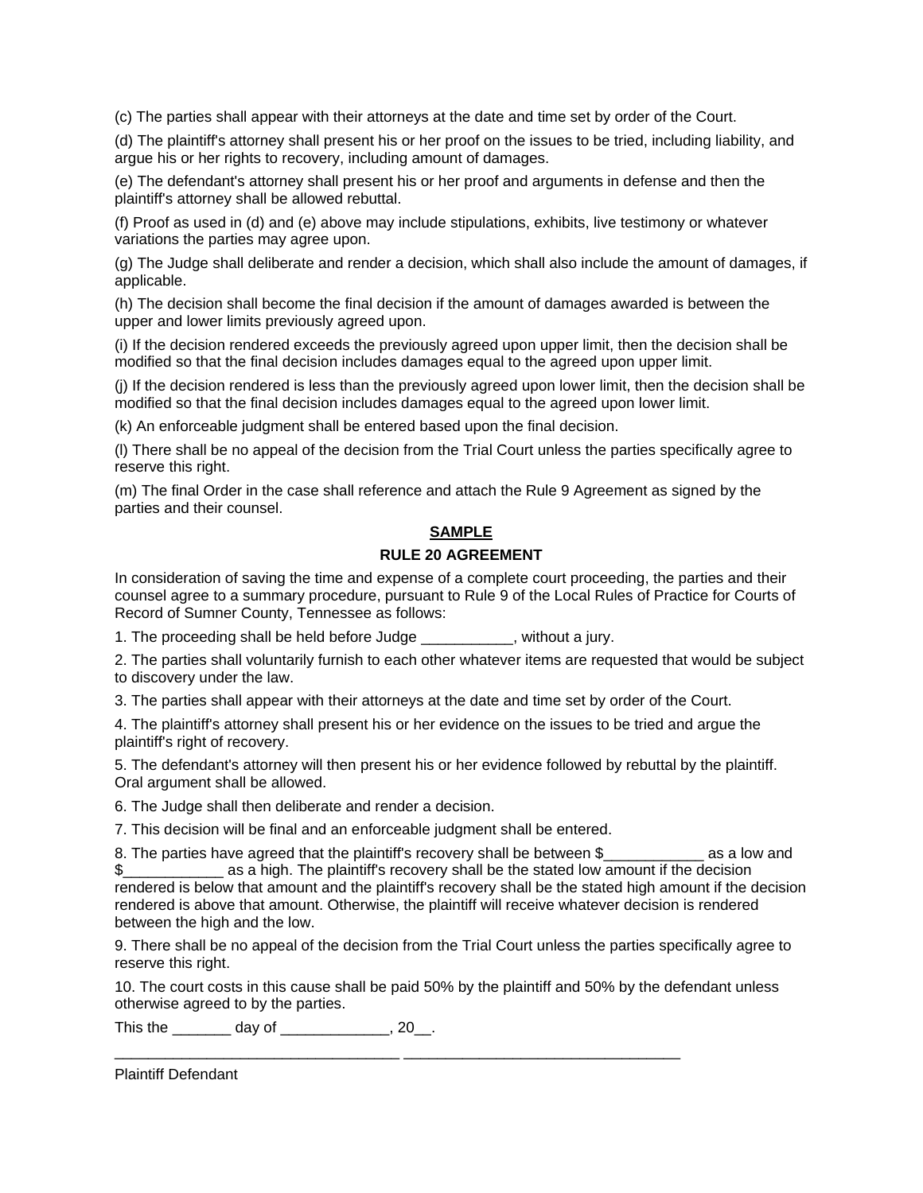(c) The parties shall appear with their attorneys at the date and time set by order of the Court.

(d) The plaintiff's attorney shall present his or her proof on the issues to be tried, including liability, and argue his or her rights to recovery, including amount of damages.

(e) The defendant's attorney shall present his or her proof and arguments in defense and then the plaintiff's attorney shall be allowed rebuttal.

(f) Proof as used in (d) and (e) above may include stipulations, exhibits, live testimony or whatever variations the parties may agree upon.

(g) The Judge shall deliberate and render a decision, which shall also include the amount of damages, if applicable.

(h) The decision shall become the final decision if the amount of damages awarded is between the upper and lower limits previously agreed upon.

(i) If the decision rendered exceeds the previously agreed upon upper limit, then the decision shall be modified so that the final decision includes damages equal to the agreed upon upper limit.

(j) If the decision rendered is less than the previously agreed upon lower limit, then the decision shall be modified so that the final decision includes damages equal to the agreed upon lower limit.

(k) An enforceable judgment shall be entered based upon the final decision.

(l) There shall be no appeal of the decision from the Trial Court unless the parties specifically agree to reserve this right.

(m) The final Order in the case shall reference and attach the Rule 9 Agreement as signed by the parties and their counsel.

**SAMPLE**

**RULE 20 AGREEMENT**

In consideration of saving the time and expense of a complete court proceeding, the parties and their counsel agree to a summary procedure, pursuant to Rule 9 of the Local Rules of Practice for Courts of Record of Sumner County, Tennessee as follows:

1. The proceeding shall be held before Judge ___________, without a jury.

2. The parties shall voluntarily furnish to each other whatever items are requested that would be subject to discovery under the law.

3. The parties shall appear with their attorneys at the date and time set by order of the Court.

4. The plaintiff's attorney shall present his or her evidence on the issues to be tried and argue the plaintiff's right of recovery.

5. The defendant's attorney will then present his or her evidence followed by rebuttal by the plaintiff. Oral argument shall be allowed.

6. The Judge shall then deliberate and render a decision.

7. This decision will be final and an enforceable judgment shall be entered.

8. The parties have agreed that the plaintiff's recovery shall be between $____________ as a low and $____________ as a high. The plaintiff's recovery shall be the stated low amount if the decision rendered is below that amount and the plaintiff's recovery shall be the stated high amount if the decision rendered is above that amount. Otherwise, the plaintiff will receive whatever decision is rendered between the high and the low.

9. There shall be no appeal of the decision from the Trial Court unless the parties specifically agree to reserve this right.

10. The court costs in this cause shall be paid 50% by the plaintiff and 50% by the defendant unless otherwise agreed to by the parties.

This the _______ day of _____________, 20__.

__________________________________ __________________________________

Plaintiff Defendant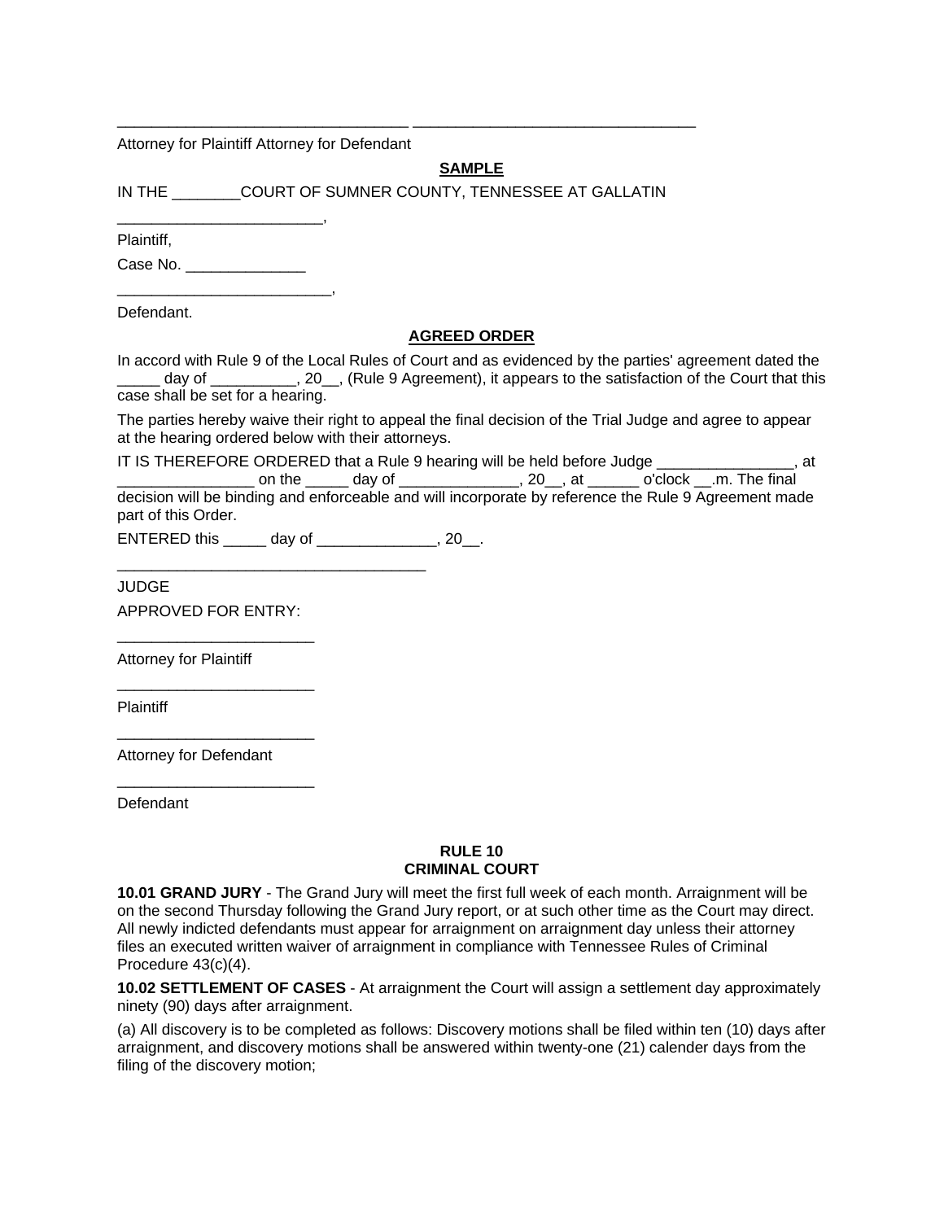________________________________ ________________________________

Attorney for Plaintiff Attorney for Defendant

**SAMPLE**

IN THE ________COURT OF SUMNER COUNTY, TENNESSEE AT GALLATIN

________________________,

Plaintiff,

Case No. ______________

_________________________,

Defendant.

**AGREED ORDER**

In accord with Rule 9 of the Local Rules of Court and as evidenced by the parties' agreement dated the _____ day of __________, 20__, (Rule 9 Agreement), it appears to the satisfaction of the Court that this case shall be set for a hearing.

The parties hereby waive their right to appeal the final decision of the Trial Judge and agree to appear at the hearing ordered below with their attorneys.

IT IS THEREFORE ORDERED that a Rule 9 hearing will be held before Judge ________________, at ________________ on the _____ day of ______________, 20__, at ______ o'clock __.m. The final decision will be binding and enforceable and will incorporate by reference the Rule 9 Agreement made part of this Order.

ENTERED this _____ day of ______________, 20__.

____________________________________

JUDGE

APPROVED FOR ENTRY:

_______________________

Attorney for Plaintiff

_______________________

Plaintiff

_______________________

Attorney for Defendant

_______________________

Defendant

## RULE 10
## CRIMINAL COURT

**10.01 GRAND JURY** - The Grand Jury will meet the first full week of each month. Arraignment will be on the second Thursday following the Grand Jury report, or at such other time as the Court may direct. All newly indicted defendants must appear for arraignment on arraignment day unless their attorney files an executed written waiver of arraignment in compliance with Tennessee Rules of Criminal Procedure 43(c)(4).

**10.02 SETTLEMENT OF CASES** - At arraignment the Court will assign a settlement day approximately ninety (90) days after arraignment.

(a) All discovery is to be completed as follows: Discovery motions shall be filed within ten (10) days after arraignment, and discovery motions shall be answered within twenty-one (21) calender days from the filing of the discovery motion;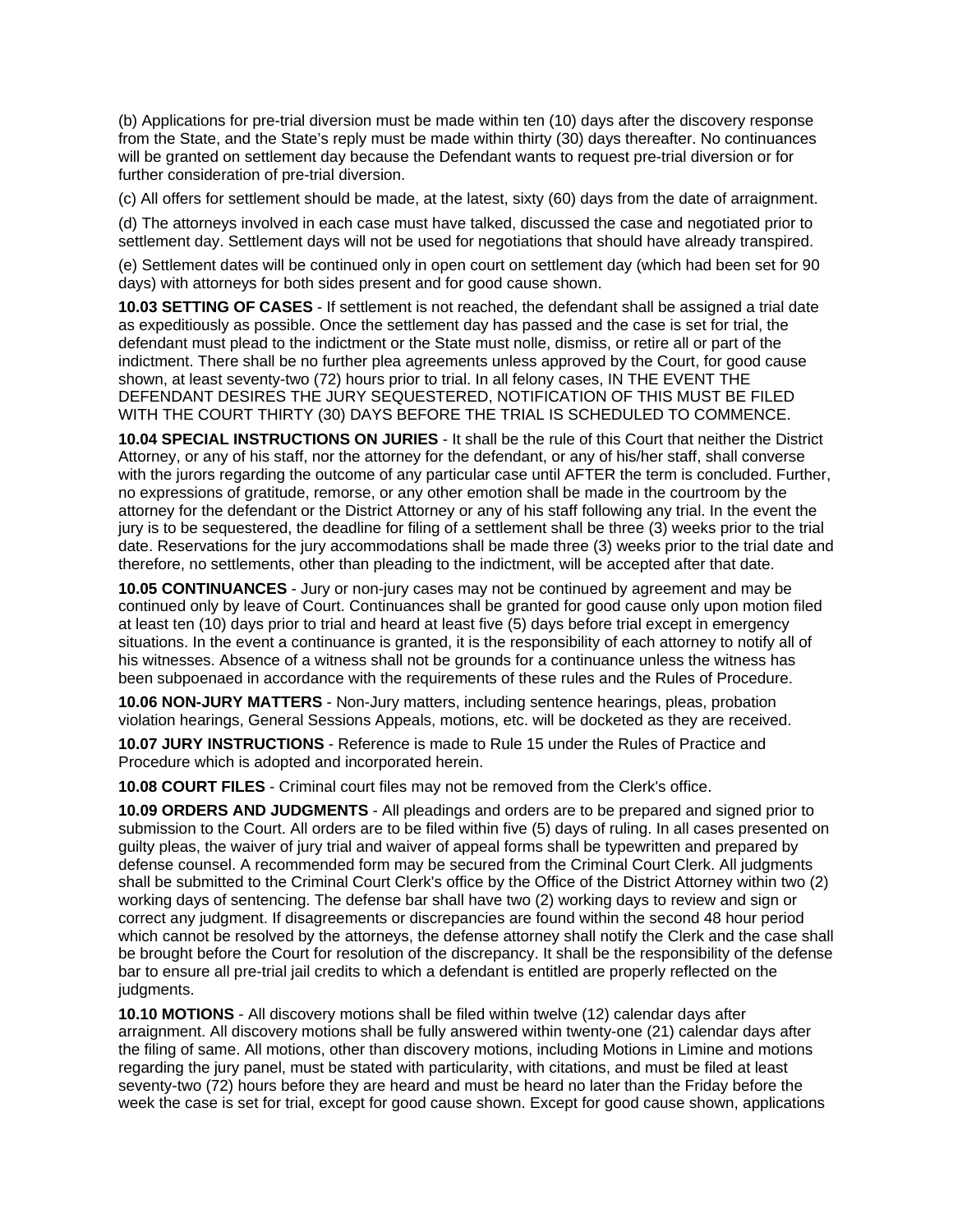(b) Applications for pre-trial diversion must be made within ten (10) days after the discovery response from the State, and the State's reply must be made within thirty (30) days thereafter. No continuances will be granted on settlement day because the Defendant wants to request pre-trial diversion or for further consideration of pre-trial diversion.

(c) All offers for settlement should be made, at the latest, sixty (60) days from the date of arraignment.

(d) The attorneys involved in each case must have talked, discussed the case and negotiated prior to settlement day. Settlement days will not be used for negotiations that should have already transpired.

(e) Settlement dates will be continued only in open court on settlement day (which had been set for 90 days) with attorneys for both sides present and for good cause shown.

**10.03 SETTING OF CASES** - If settlement is not reached, the defendant shall be assigned a trial date as expeditiously as possible. Once the settlement day has passed and the case is set for trial, the defendant must plead to the indictment or the State must nolle, dismiss, or retire all or part of the indictment. There shall be no further plea agreements unless approved by the Court, for good cause shown, at least seventy-two (72) hours prior to trial. In all felony cases, IN THE EVENT THE DEFENDANT DESIRES THE JURY SEQUESTERED, NOTIFICATION OF THIS MUST BE FILED WITH THE COURT THIRTY (30) DAYS BEFORE THE TRIAL IS SCHEDULED TO COMMENCE.

**10.04 SPECIAL INSTRUCTIONS ON JURIES** - It shall be the rule of this Court that neither the District Attorney, or any of his staff, nor the attorney for the defendant, or any of his/her staff, shall converse with the jurors regarding the outcome of any particular case until AFTER the term is concluded. Further, no expressions of gratitude, remorse, or any other emotion shall be made in the courtroom by the attorney for the defendant or the District Attorney or any of his staff following any trial. In the event the jury is to be sequestered, the deadline for filing of a settlement shall be three (3) weeks prior to the trial date. Reservations for the jury accommodations shall be made three (3) weeks prior to the trial date and therefore, no settlements, other than pleading to the indictment, will be accepted after that date.

**10.05 CONTINUANCES** - Jury or non-jury cases may not be continued by agreement and may be continued only by leave of Court. Continuances shall be granted for good cause only upon motion filed at least ten (10) days prior to trial and heard at least five (5) days before trial except in emergency situations. In the event a continuance is granted, it is the responsibility of each attorney to notify all of his witnesses. Absence of a witness shall not be grounds for a continuance unless the witness has been subpoenaed in accordance with the requirements of these rules and the Rules of Procedure.

**10.06 NON-JURY MATTERS** - Non-Jury matters, including sentence hearings, pleas, probation violation hearings, General Sessions Appeals, motions, etc. will be docketed as they are received.

**10.07 JURY INSTRUCTIONS** - Reference is made to Rule 15 under the Rules of Practice and Procedure which is adopted and incorporated herein.

**10.08 COURT FILES** - Criminal court files may not be removed from the Clerk's office.

**10.09 ORDERS AND JUDGMENTS** - All pleadings and orders are to be prepared and signed prior to submission to the Court. All orders are to be filed within five (5) days of ruling. In all cases presented on guilty pleas, the waiver of jury trial and waiver of appeal forms shall be typewritten and prepared by defense counsel. A recommended form may be secured from the Criminal Court Clerk. All judgments shall be submitted to the Criminal Court Clerk's office by the Office of the District Attorney within two (2) working days of sentencing. The defense bar shall have two (2) working days to review and sign or correct any judgment. If disagreements or discrepancies are found within the second 48 hour period which cannot be resolved by the attorneys, the defense attorney shall notify the Clerk and the case shall be brought before the Court for resolution of the discrepancy. It shall be the responsibility of the defense bar to ensure all pre-trial jail credits to which a defendant is entitled are properly reflected on the judgments.

**10.10 MOTIONS** - All discovery motions shall be filed within twelve (12) calendar days after arraignment. All discovery motions shall be fully answered within twenty-one (21) calendar days after the filing of same. All motions, other than discovery motions, including Motions in Limine and motions regarding the jury panel, must be stated with particularity, with citations, and must be filed at least seventy-two (72) hours before they are heard and must be heard no later than the Friday before the week the case is set for trial, except for good cause shown. Except for good cause shown, applications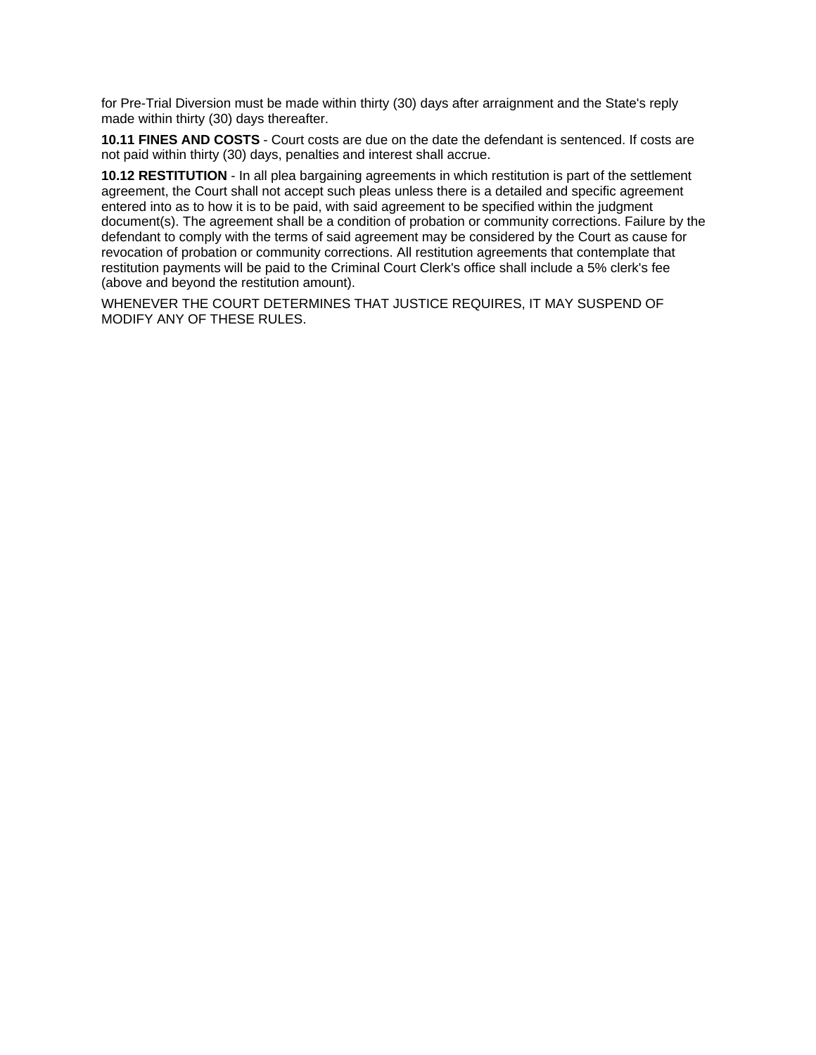for Pre-Trial Diversion must be made within thirty (30) days after arraignment and the State's reply made within thirty (30) days thereafter.

**10.11 FINES AND COSTS** - Court costs are due on the date the defendant is sentenced. If costs are not paid within thirty (30) days, penalties and interest shall accrue.

**10.12 RESTITUTION** - In all plea bargaining agreements in which restitution is part of the settlement agreement, the Court shall not accept such pleas unless there is a detailed and specific agreement entered into as to how it is to be paid, with said agreement to be specified within the judgment document(s). The agreement shall be a condition of probation or community corrections. Failure by the defendant to comply with the terms of said agreement may be considered by the Court as cause for revocation of probation or community corrections. All restitution agreements that contemplate that restitution payments will be paid to the Criminal Court Clerk's office shall include a 5% clerk's fee (above and beyond the restitution amount).

WHENEVER THE COURT DETERMINES THAT JUSTICE REQUIRES, IT MAY SUSPEND OF MODIFY ANY OF THESE RULES.